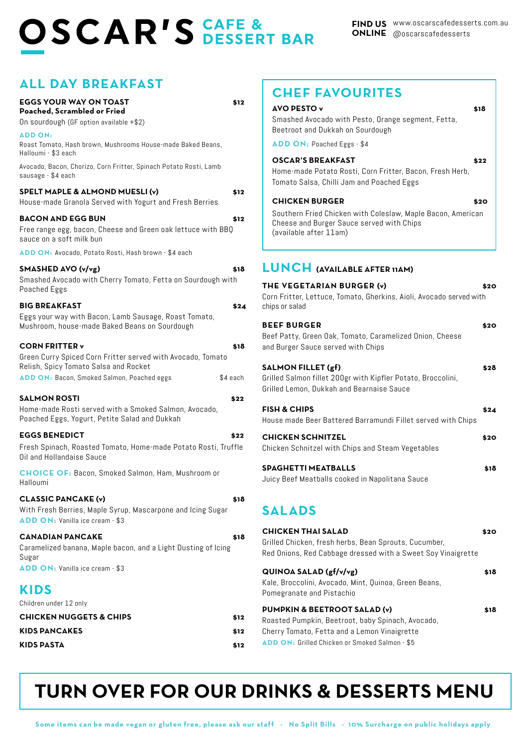# OSCAR'S CAFE & DESSERT BAR

**FIND US ONLINE** www.oscarscafedesserts.com.au @oscarscafedesserts

## ALL DAY BREAKFAST

**EGGS YOUR WAY ON TOAST** **$12**
**Poached, Scrambled or Fried**
On sourdough (GF option available +$2)

**ADD ON:**
Roast Tomato, Hash brown, Mushrooms House-made Baked Beans, Halloumi - $3 each

Avocado, Bacon, Chorizo, Corn Fritter, Spinach Potato Rosti, Lamb sausage - $4 each

**SPELT MAPLE & ALMOND MUESLI (v)** **$12**
House-made Granola Served with Yogurt and Fresh Berries

**BACON AND EGG BUN** **$12**
Free range egg, bacon, Cheese and Green oak lettuce with BBQ sauce on a soft milk bun

**ADD ON:** Avocado, Potato Rosti, Hash brown - $4 each

**SMASHED AVO (v/vg)** **$18**
Smashed Avocado with Cherry Tomato, Fetta on Sourdough with Poached Eggs

**BIG BREAKFAST** **$24**
Eggs your way with Bacon, Lamb Sausage, Roast Tomato, Mushroom, house-made Baked Beans on Sourdough

**CORN FRITTER v** **$18**
Green Curry Spiced Corn Fritter served with Avocado, Tomato Relish, Spicy Tomato Salsa and Rocket
**ADD ON:** Bacon, Smoked Salmon, Poached eggs $4 each

**SALMON ROSTI** **$22**
Home-made Rosti served with a Smoked Salmon, Avocado, Poached Eggs, Yogurt, Petite Salad and Dukkah

**EGGS BENEDICT** **$22**
Fresh Spinach, Roasted Tomato, Home-made Potato Rosti, Truffle Oil and Hollandaise Sauce

**CHOICE OF:** Bacon, Smoked Salmon, Ham, Mushroom or Halloumi

**CLASSIC PANCAKE (v)** **$18**
With Fresh Berries, Maple Syrup, Mascarpone and Icing Sugar
**ADD ON:** Vanilla ice cream - $3

**CANADIAN PANCAKE** **$18**
Caramelized banana, Maple bacon, and a Light Dusting of Icing Sugar
**ADD ON:** Vanilla ice cream - $3

## KIDS

Children under 12 only

**CHICKEN NUGGETS & CHIPS** **$12**

**KIDS PANCAKES** **$12**

**KIDS PASTA** **$12**

## CHEF FAVOURITES

**AVO PESTO v** **$18**
Smashed Avocado with Pesto, Orange segment, Fetta, Beetroot and Dukkah on Sourdough

**ADD ON:** Poached Eggs - $4

**OSCAR'S BREAKFAST** **$22**
Home-made Potato Rosti, Corn Fritter, Bacon, Fresh Herb, Tomato Salsa, Chilli Jam and Poached Eggs

**CHICKEN BURGER** **$20**
Southern Fried Chicken with Coleslaw, Maple Bacon, American Cheese and Burger Sauce served with Chips
(available after 11am)

## LUNCH (AVAILABLE AFTER 11AM)

**THE VEGETARIAN BURGER (v)** **$20**
Corn Fritter, Lettuce, Tomato, Gherkins, Aioli, Avocado served with chips or salad

**BEEF BURGER** **$20**
Beef Patty, Green Oak, Tomato, Caramelized Onion, Cheese and Burger Sauce served with Chips

**SALMON FILLET (gf)** **$28**
Grilled Salmon fillet 200gr with Kipfler Potato, Broccolini, Grilled Lemon, Dukkah and Bearnaise Sauce

**FISH & CHIPS** **$24**
House made Beer Battered Barramundi Fillet served with Chips

**CHICKEN SCHNITZEL** **$20**
Chicken Schnitzel with Chips and Steam Vegetables

**SPAGHETTI MEATBALLS** **$18**
Juicy Beef Meatballs cooked in Napolitana Sauce

## SALADS

**CHICKEN THAI SALAD** **$20**
Grilled Chicken, fresh herbs, Bean Sprouts, Cucumber, Red Onions, Red Cabbage dressed with a Sweet Soy Vinaigrette

**QUINOA SALAD (gf/v/vg)** **$18**
Kale, Broccolini, Avocado, Mint, Quinoa, Green Beans, Pomegranate and Pistachio

**PUMPKIN & BEETROOT SALAD (v)** **$18**
Roasted Pumpkin, Beetroot, baby Spinach, Avocado, Cherry Tomato, Fetta and a Lemon Vinaigrette
**ADD ON:** Grilled Chicken or Smoked Salmon - $5

## TURN OVER FOR OUR DRINKS & DESSERTS MENU

Some items can be made vegan or gluten free, please ask our staff - No Split Bills - 10% Surcharge on public holidays apply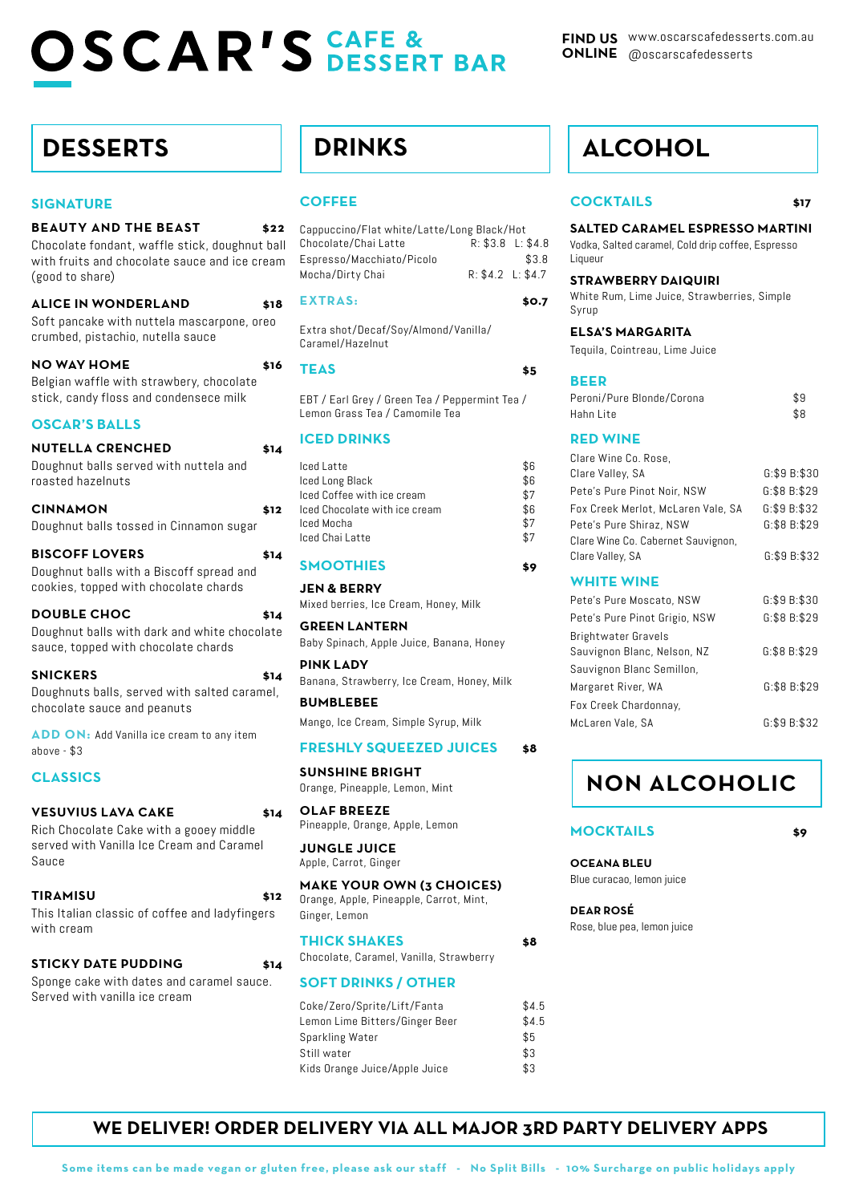# OSCAR'S CAFE & DESSERT BAR

**FIND US ONLINE** www.oscarscafedesserts.com.au @oscarscafedesserts

## DESSERTS

### SIGNATURE

**BEAUTY AND THE BEAST** **$22**
Chocolate fondant, waffle stick, doughnut ball with fruits and chocolate sauce and ice cream (good to share)

**ALICE IN WONDERLAND** **$18**
Soft pancake with nutella mascarpone, oreo crumbed, pistachio, nutella sauce

**NO WAY HOME** **$16**
Belgian waffle with strawbery, chocolate stick, candy floss and condensece milk

### OSCAR'S BALLS

**NUTELLA CRENCHED** **$14**
Doughnut balls served with nuttela and roasted hazelnuts

**CINNAMON** **$12**
Doughnut balls tossed in Cinnamon sugar

**BISCOFF LOVERS** **$14**
Doughnut balls with a Biscoff spread and cookies, topped with chocolate chards

**DOUBLE CHOC** **$14**
Doughnut balls with dark and white chocolate sauce, topped with chocolate chards

**SNICKERS** **$14**
Doughnuts balls, served with salted caramel, chocolate sauce and peanuts

**ADD ON:** Add Vanilla ice cream to any item above - $3

### CLASSICS

**VESUVIUS LAVA CAKE** **$14**
Rich Chocolate Cake with a gooey middle served with Vanilla Ice Cream and Caramel Sauce

**TIRAMISU** **$12**
This Italian classic of coffee and ladyfingers with cream

**STICKY DATE PUDDING** **$14**
Sponge cake with dates and caramel sauce. Served with vanilla ice cream

## DRINKS

### COFFEE

| | |
|---|---|
| Cappuccino/Flat white/Latte/Long Black/Hot Chocolate/Chai Latte | R: $3.8 L: $4.8 |
| Espresso/Macchiato/Picolo | $3.8 |
| Mocha/Dirty Chai | R: $4.2 L: $4.7 |

### EXTRAS: $0.7

Extra shot/Decaf/Soy/Almond/Vanilla/Caramel/Hazelnut

### TEAS $5

EBT / Earl Grey / Green Tea / Peppermint Tea / Lemon Grass Tea / Camomile Tea

### ICED DRINKS

| | |
|---|---|
| Iced Latte | $6 |
| Iced Long Black | $6 |
| Iced Coffee with ice cream | $7 |
| Iced Chocolate with ice cream | $6 |
| Iced Mocha | $7 |
| Iced Chai Latte | $7 |

### SMOOTHIES $9

**JEN & BERRY**
Mixed berries, Ice Cream, Honey, Milk

**GREEN LANTERN**
Baby Spinach, Apple Juice, Banana, Honey

**PINK LADY**
Banana, Strawberry, Ice Cream, Honey, Milk

**BUMBLEBEE**
Mango, Ice Cream, Simple Syrup, Milk

### FRESHLY SQUEEZED JUICES $8

**SUNSHINE BRIGHT**
Orange, Pineapple, Lemon, Mint

**OLAF BREEZE**
Pineapple, Orange, Apple, Lemon

**JUNGLE JUICE**
Apple, Carrot, Ginger

**MAKE YOUR OWN (3 CHOICES)**
Orange, Apple, Pineapple, Carrot, Mint, Ginger, Lemon

### THICK SHAKES $8

Chocolate, Caramel, Vanilla, Strawberry

### SOFT DRINKS / OTHER

| | |
|---|---|
| Coke/Zero/Sprite/Lift/Fanta | $4.5 |
| Lemon Lime Bitters/Ginger Beer | $4.5 |
| Sparkling Water | $5 |
| Still water | $3 |
| Kids Orange Juice/Apple Juice | $3 |

## ALCOHOL

### COCKTAILS $17

**SALTED CARAMEL ESPRESSO MARTINI**
Vodka, Salted caramel, Cold drip coffee, Espresso Liqueur

**STRAWBERRY DAIQUIRI**
White Rum, Lime Juice, Strawberries, Simple Syrup

**ELSA'S MARGARITA**
Tequila, Cointreau, Lime Juice

### BEER

| | |
|---|---|
| Peroni/Pure Blonde/Corona | $9 |
| Hahn Lite | $8 |

### RED WINE

| | |
|---|---|
| Clare Wine Co. Rose, Clare Valley, SA | G:$9 B:$30 |
| Pete's Pure Pinot Noir, NSW | G:$8 B:$29 |
| Fox Creek Merlot, McLaren Vale, SA | G:$9 B:$32 |
| Pete's Pure Shiraz, NSW | G:$8 B:$29 |
| Clare Wine Co. Cabernet Sauvignon, Clare Valley, SA | G:$9 B:$32 |

### WHITE WINE

| | |
|---|---|
| Pete's Pure Moscato, NSW | G:$9 B:$30 |
| Pete's Pure Pinot Grigio, NSW | G:$8 B:$29 |
| Brightwater Gravels Sauvignon Blanc, Nelson, NZ | G:$8 B:$29 |
| Sauvignon Blanc Semillon, Margaret River, WA | G:$8 B:$29 |
| Fox Creek Chardonnay, McLaren Vale, SA | G:$9 B:$32 |

## NON ALCOHOLIC

### MOCKTAILS $9

**OCEANA BLEU**
Blue curacao, lemon juice

**DEAR ROSÉ**
Rose, blue pea, lemon juice

**WE DELIVER! ORDER DELIVERY VIA ALL MAJOR 3RD PARTY DELIVERY APPS**

Some items can be made vegan or gluten free, please ask our staff - No Split Bills - 10% Surcharge on public holidays apply